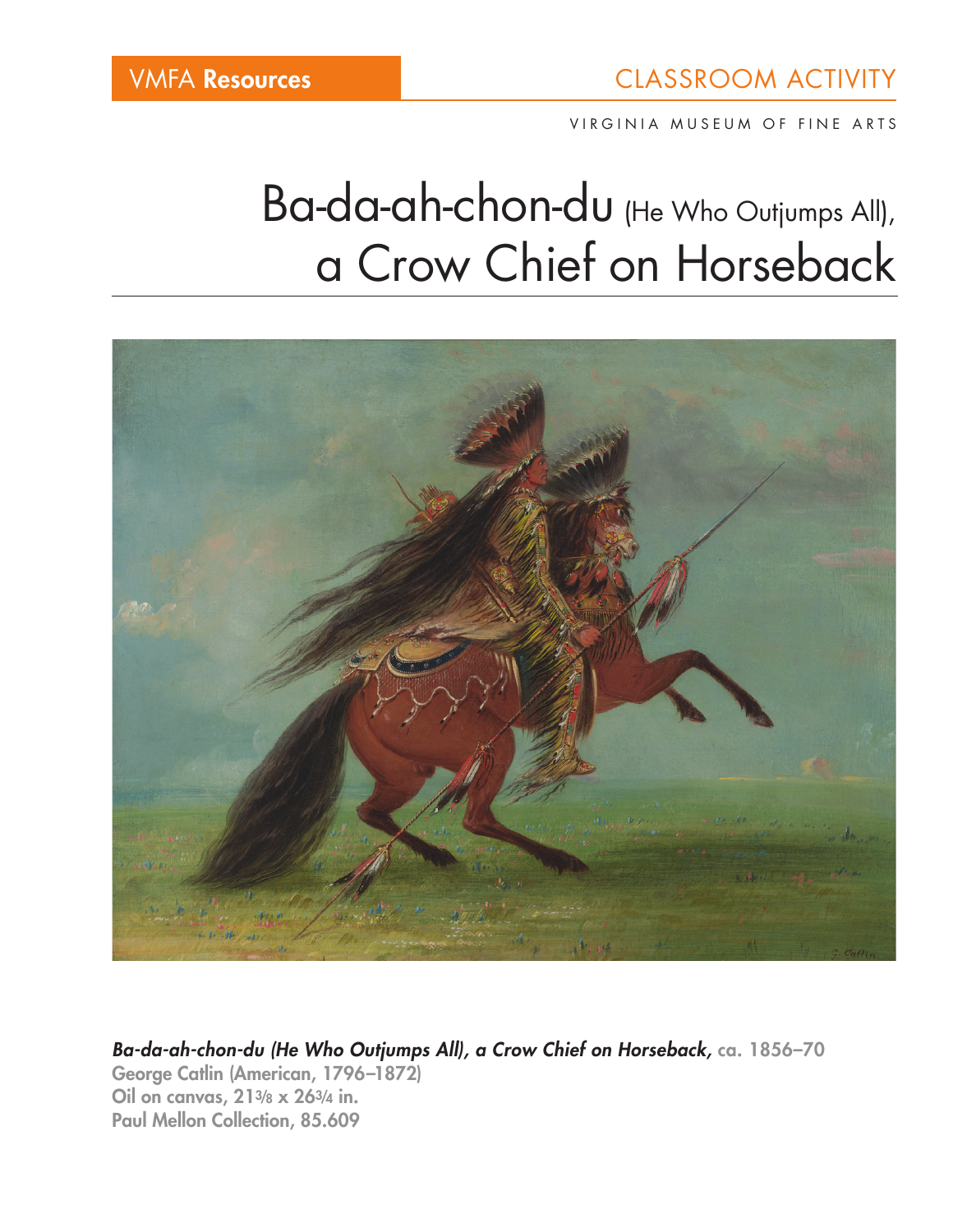VMFA **Resources**

CLASSROOM ACTIVITY

VIRGINIA MUSEUM OF FINE ARTS

# Ba-da-ah-chon-du (He Who Outjumps All), a Crow Chief on Horseback

***Ba-da-ah-chon-du (He Who Outjumps All), a Crow Chief on Horseback,*** **ca. 1856–70**
**George Catlin (American, 1796–1872)**
**Oil on canvas, 21 3/8 x 26 3/4 in.**
**Paul Mellon Collection, 85.609**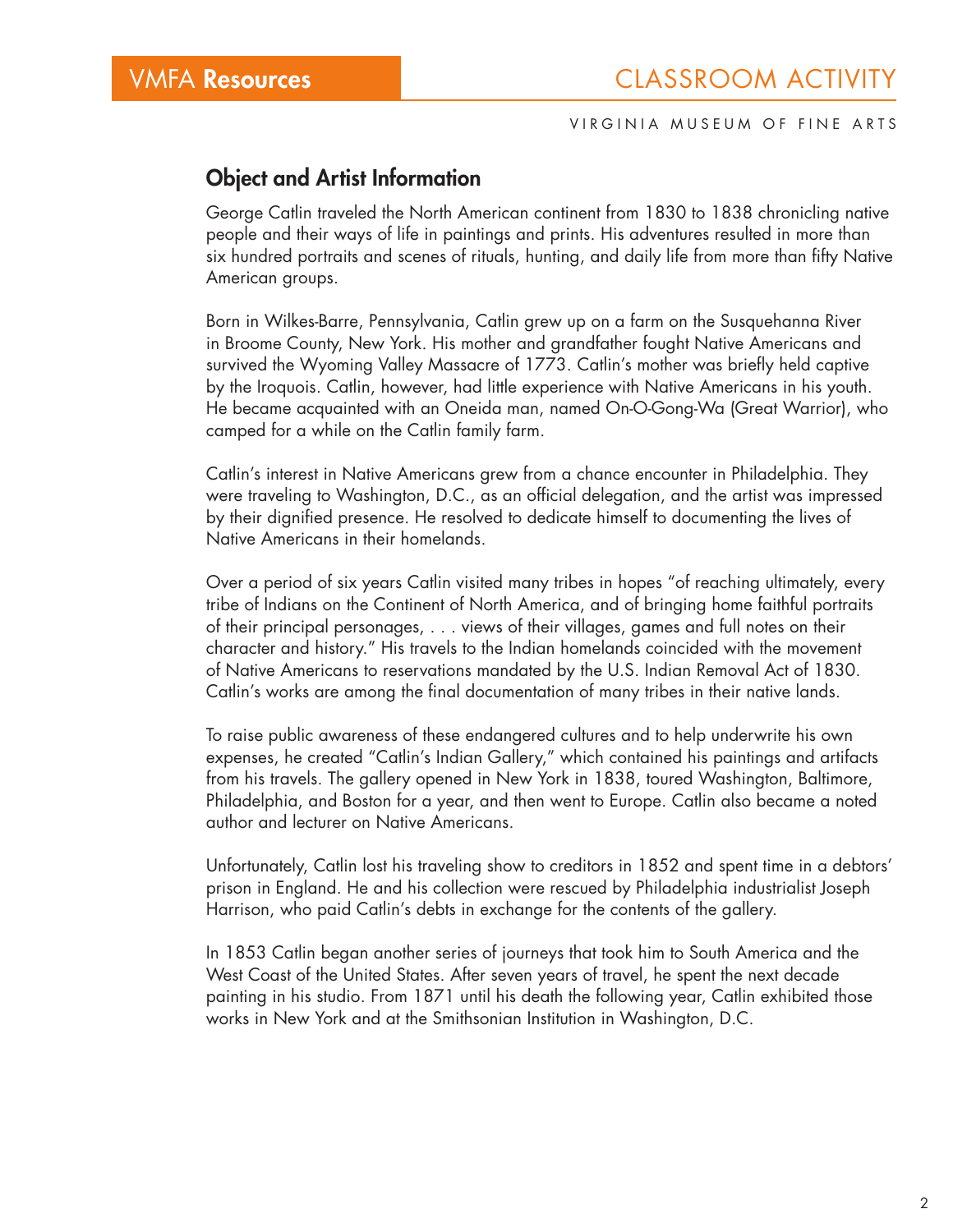## Object and Artist Information

George Catlin traveled the North American continent from 1830 to 1838 chronicling native people and their ways of life in paintings and prints. His adventures resulted in more than six hundred portraits and scenes of rituals, hunting, and daily life from more than fifty Native American groups.

Born in Wilkes-Barre, Pennsylvania, Catlin grew up on a farm on the Susquehanna River in Broome County, New York. His mother and grandfather fought Native Americans and survived the Wyoming Valley Massacre of 1773. Catlin's mother was briefly held captive by the Iroquois. Catlin, however, had little experience with Native Americans in his youth. He became acquainted with an Oneida man, named On-O-Gong-Wa (Great Warrior), who camped for a while on the Catlin family farm.

Catlin's interest in Native Americans grew from a chance encounter in Philadelphia. They were traveling to Washington, D.C., as an official delegation, and the artist was impressed by their dignified presence. He resolved to dedicate himself to documenting the lives of Native Americans in their homelands.

Over a period of six years Catlin visited many tribes in hopes "of reaching ultimately, every tribe of Indians on the Continent of North America, and of bringing home faithful portraits of their principal personages, . . . views of their villages, games and full notes on their character and history." His travels to the Indian homelands coincided with the movement of Native Americans to reservations mandated by the U.S. Indian Removal Act of 1830. Catlin's works are among the final documentation of many tribes in their native lands.

To raise public awareness of these endangered cultures and to help underwrite his own expenses, he created "Catlin's Indian Gallery," which contained his paintings and artifacts from his travels. The gallery opened in New York in 1838, toured Washington, Baltimore, Philadelphia, and Boston for a year, and then went to Europe. Catlin also became a noted author and lecturer on Native Americans.

Unfortunately, Catlin lost his traveling show to creditors in 1852 and spent time in a debtors' prison in England. He and his collection were rescued by Philadelphia industrialist Joseph Harrison, who paid Catlin's debts in exchange for the contents of the gallery.

In 1853 Catlin began another series of journeys that took him to South America and the West Coast of the United States. After seven years of travel, he spent the next decade painting in his studio. From 1871 until his death the following year, Catlin exhibited those works in New York and at the Smithsonian Institution in Washington, D.C.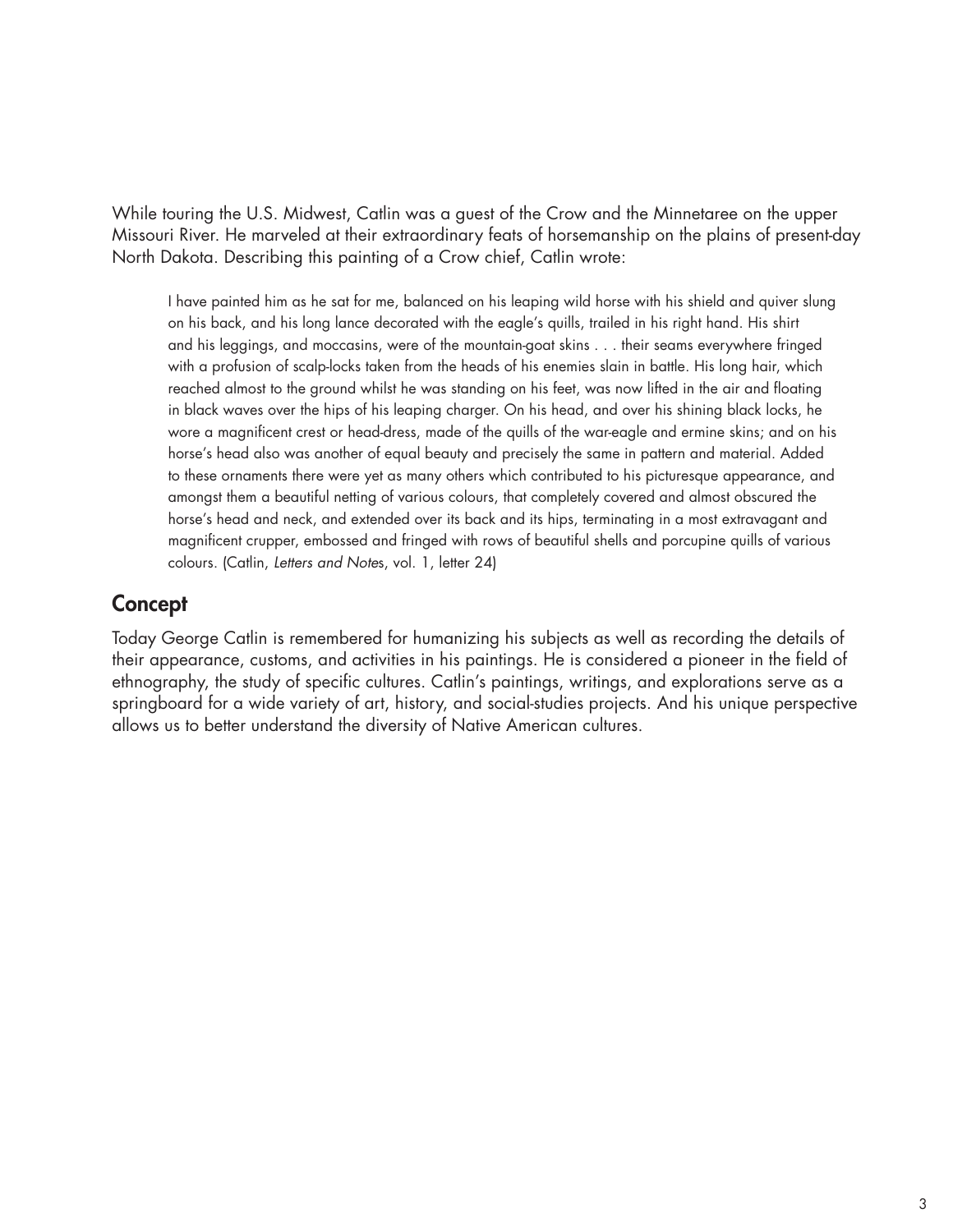While touring the U.S. Midwest, Catlin was a guest of the Crow and the Minnetaree on the upper Missouri River. He marveled at their extraordinary feats of horsemanship on the plains of present-day North Dakota. Describing this painting of a Crow chief, Catlin wrote:

> I have painted him as he sat for me, balanced on his leaping wild horse with his shield and quiver slung on his back, and his long lance decorated with the eagle's quills, trailed in his right hand. His shirt and his leggings, and moccasins, were of the mountain-goat skins . . . their seams everywhere fringed with a profusion of scalp-locks taken from the heads of his enemies slain in battle. His long hair, which reached almost to the ground whilst he was standing on his feet, was now lifted in the air and floating in black waves over the hips of his leaping charger. On his head, and over his shining black locks, he wore a magnificent crest or head-dress, made of the quills of the war-eagle and ermine skins; and on his horse's head also was another of equal beauty and precisely the same in pattern and material. Added to these ornaments there were yet as many others which contributed to his picturesque appearance, and amongst them a beautiful netting of various colours, that completely covered and almost obscured the horse's head and neck, and extended over its back and its hips, terminating in a most extravagant and magnificent crupper, embossed and fringed with rows of beautiful shells and porcupine quills of various colours. (Catlin, *Letters and Notes*, vol. 1, letter 24)

## Concept

Today George Catlin is remembered for humanizing his subjects as well as recording the details of their appearance, customs, and activities in his paintings. He is considered a pioneer in the field of ethnography, the study of specific cultures. Catlin's paintings, writings, and explorations serve as a springboard for a wide variety of art, history, and social-studies projects. And his unique perspective allows us to better understand the diversity of Native American cultures.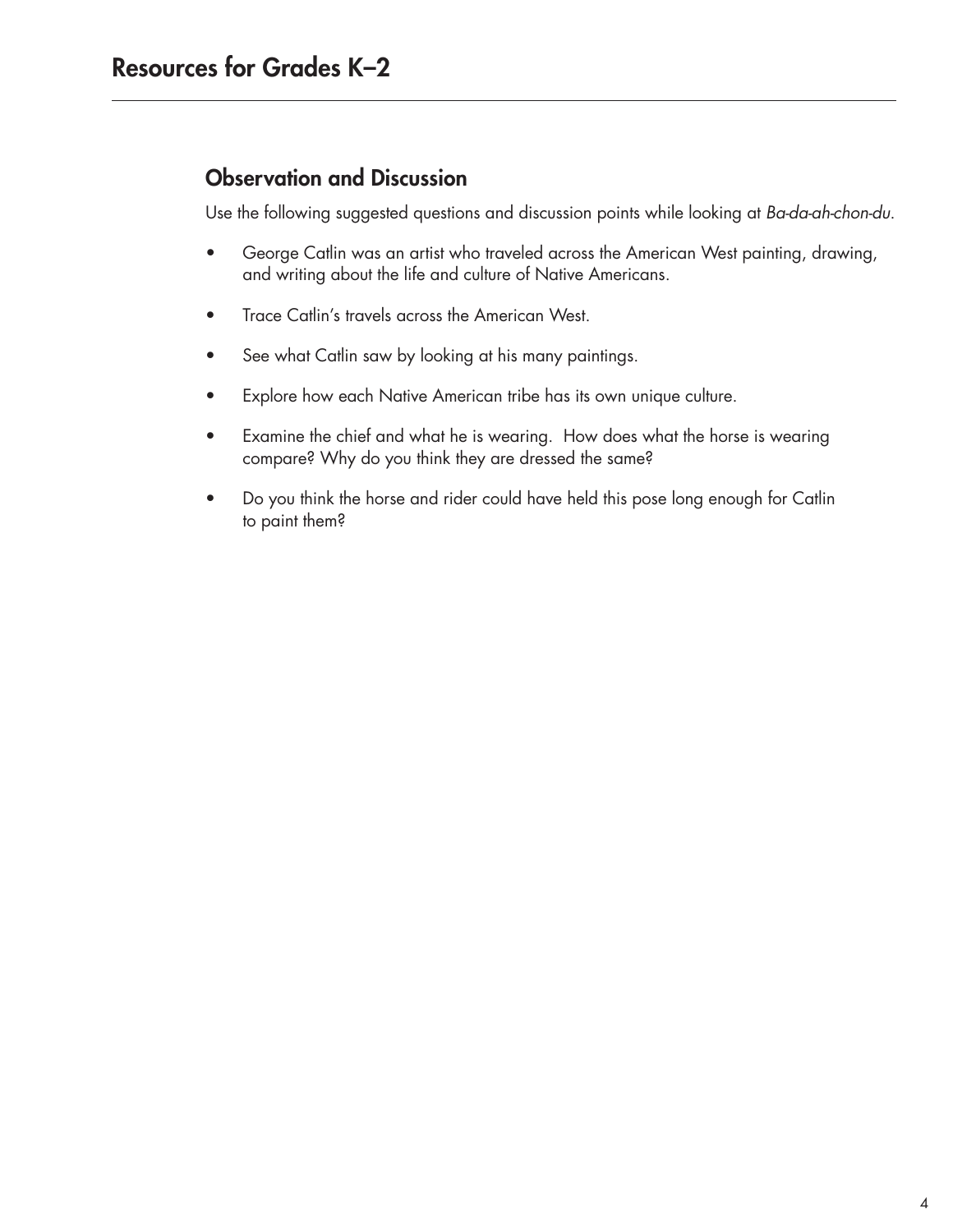# Resources for Grades K–2

## Observation and Discussion

Use the following suggested questions and discussion points while looking at *Ba-da-ah-chon-du*.

- George Catlin was an artist who traveled across the American West painting, drawing, and writing about the life and culture of Native Americans.
- Trace Catlin's travels across the American West.
- See what Catlin saw by looking at his many paintings.
- Explore how each Native American tribe has its own unique culture.
- Examine the chief and what he is wearing. How does what the horse is wearing compare? Why do you think they are dressed the same?
- Do you think the horse and rider could have held this pose long enough for Catlin to paint them?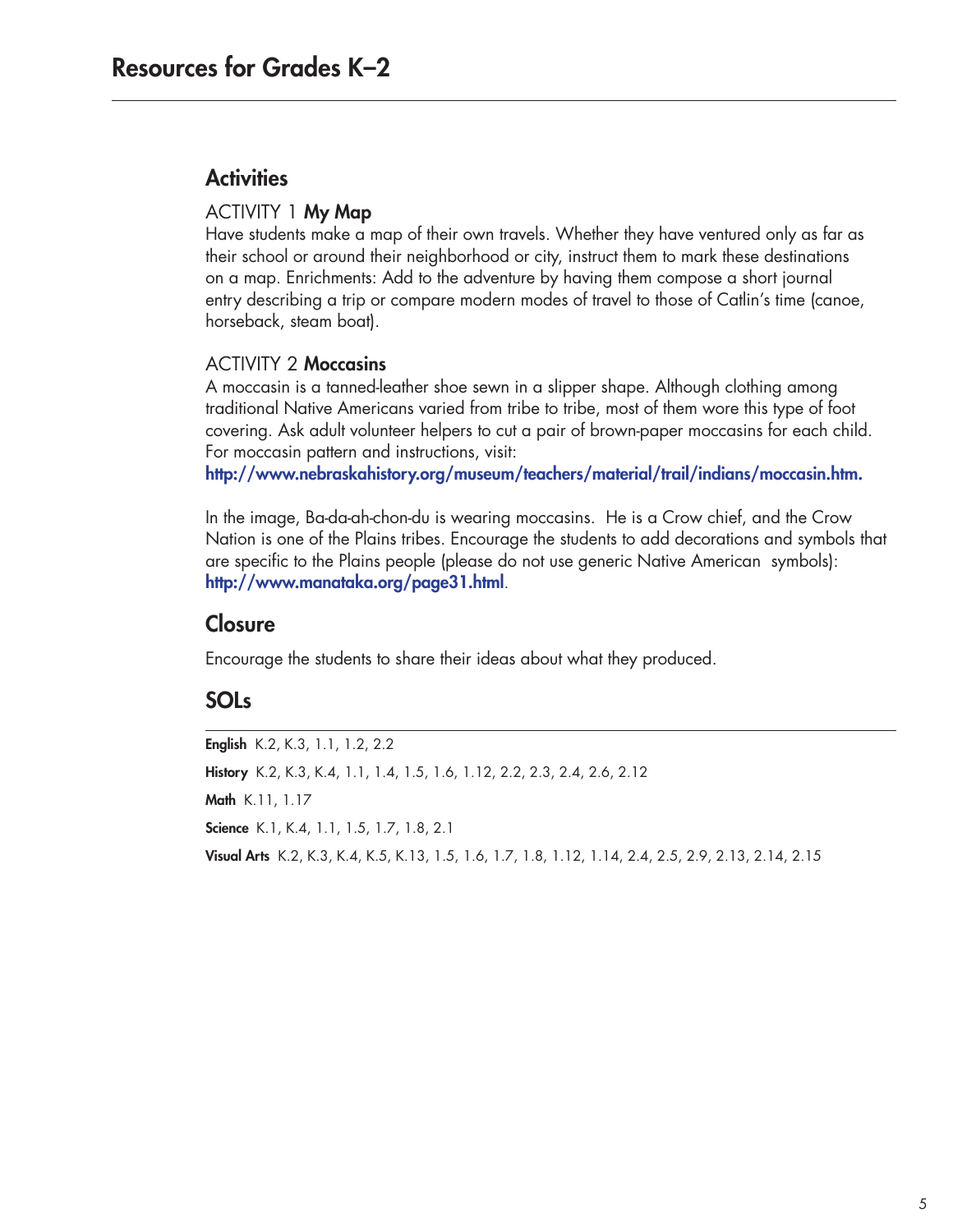# Resources for Grades K–2

## Activities

ACTIVITY 1 **My Map**

Have students make a map of their own travels. Whether they have ventured only as far as their school or around their neighborhood or city, instruct them to mark these destinations on a map. Enrichments: Add to the adventure by having them compose a short journal entry describing a trip or compare modern modes of travel to those of Catlin's time (canoe, horseback, steam boat).

ACTIVITY 2 **Moccasins**

A moccasin is a tanned-leather shoe sewn in a slipper shape. Although clothing among traditional Native Americans varied from tribe to tribe, most of them wore this type of foot covering. Ask adult volunteer helpers to cut a pair of brown-paper moccasins for each child. For moccasin pattern and instructions, visit:
**http://www.nebraskahistory.org/museum/teachers/material/trail/indians/moccasin.htm.**

In the image, Ba-da-ah-chon-du is wearing moccasins. He is a Crow chief, and the Crow Nation is one of the Plains tribes. Encourage the students to add decorations and symbols that are specific to the Plains people (please do not use generic Native American symbols):
**http://www.manataka.org/page31.html**.

## Closure

Encourage the students to share their ideas about what they produced.

## SOLs

**English** K.2, K.3, 1.1, 1.2, 2.2

**History** K.2, K.3, K.4, 1.1, 1.4, 1.5, 1.6, 1.12, 2.2, 2.3, 2.4, 2.6, 2.12

**Math** K.11, 1.17

**Science** K.1, K.4, 1.1, 1.5, 1.7, 1.8, 2.1

**Visual Arts** K.2, K.3, K.4, K.5, K.13, 1.5, 1.6, 1.7, 1.8, 1.12, 1.14, 2.4, 2.5, 2.9, 2.13, 2.14, 2.15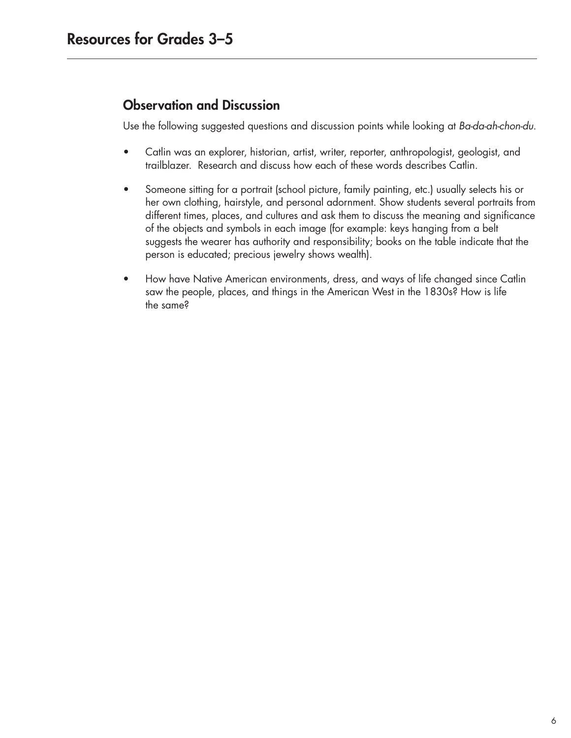# Resources for Grades 3–5

## Observation and Discussion

Use the following suggested questions and discussion points while looking at *Ba-da-ah-chon-du*.

- Catlin was an explorer, historian, artist, writer, reporter, anthropologist, geologist, and trailblazer. Research and discuss how each of these words describes Catlin.
- Someone sitting for a portrait (school picture, family painting, etc.) usually selects his or her own clothing, hairstyle, and personal adornment. Show students several portraits from different times, places, and cultures and ask them to discuss the meaning and significance of the objects and symbols in each image (for example: keys hanging from a belt suggests the wearer has authority and responsibility; books on the table indicate that the person is educated; precious jewelry shows wealth).
- How have Native American environments, dress, and ways of life changed since Catlin saw the people, places, and things in the American West in the 1830s? How is life the same?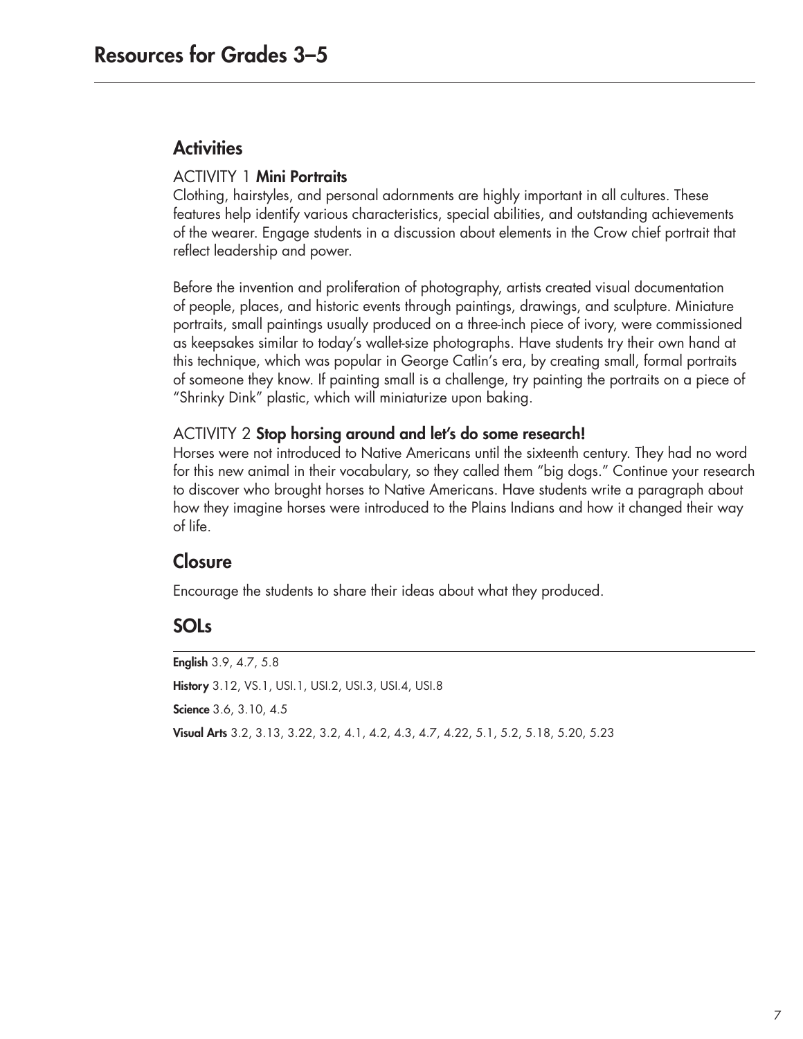# Resources for Grades 3–5

## Activities

ACTIVITY 1 **Mini Portraits**

Clothing, hairstyles, and personal adornments are highly important in all cultures. These features help identify various characteristics, special abilities, and outstanding achievements of the wearer. Engage students in a discussion about elements in the Crow chief portrait that reflect leadership and power.

Before the invention and proliferation of photography, artists created visual documentation of people, places, and historic events through paintings, drawings, and sculpture. Miniature portraits, small paintings usually produced on a three-inch piece of ivory, were commissioned as keepsakes similar to today's wallet-size photographs. Have students try their own hand at this technique, which was popular in George Catlin's era, by creating small, formal portraits of someone they know. If painting small is a challenge, try painting the portraits on a piece of "Shrinky Dink" plastic, which will miniaturize upon baking.

ACTIVITY 2 **Stop horsing around and let's do some research!**

Horses were not introduced to Native Americans until the sixteenth century. They had no word for this new animal in their vocabulary, so they called them "big dogs." Continue your research to discover who brought horses to Native Americans. Have students write a paragraph about how they imagine horses were introduced to the Plains Indians and how it changed their way of life.

## Closure

Encourage the students to share their ideas about what they produced.

## SOLs

**English** 3.9, 4.7, 5.8

**History** 3.12, VS.1, USI.1, USI.2, USI.3, USI.4, USI.8

**Science** 3.6, 3.10, 4.5

**Visual Arts** 3.2, 3.13, 3.22, 3.2, 4.1, 4.2, 4.3, 4.7, 4.22, 5.1, 5.2, 5.18, 5.20, 5.23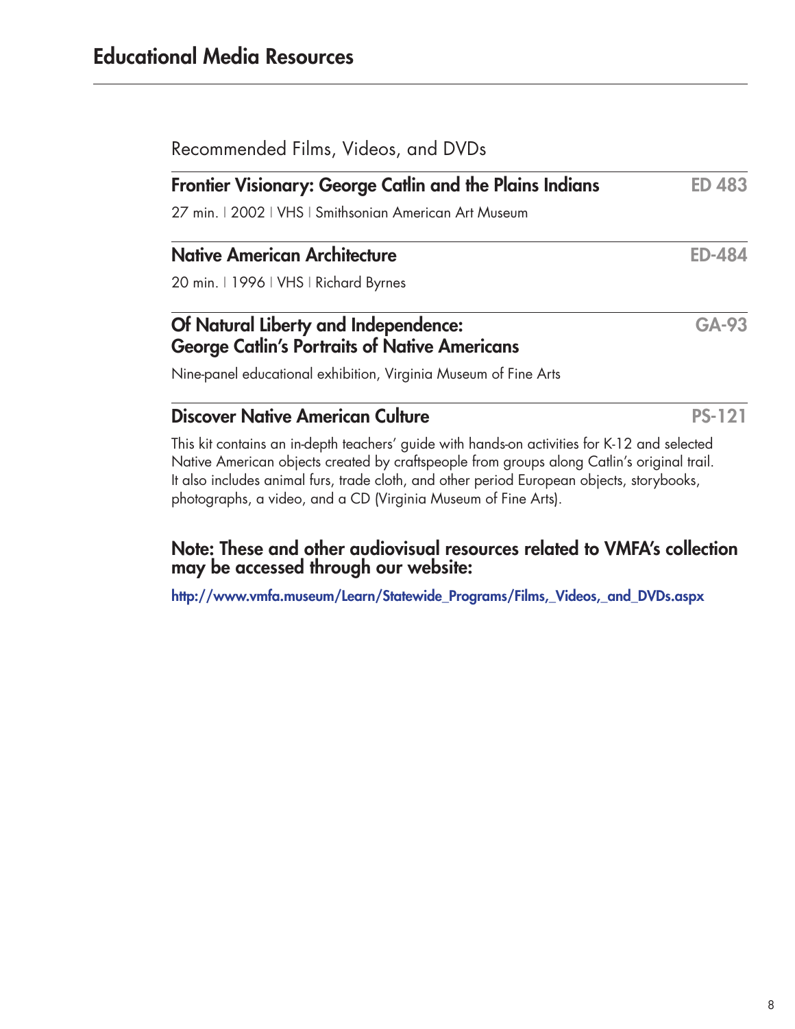# Educational Media Resources

## Recommended Films, Videos, and DVDs

### Frontier Visionary: George Catlin and the Plains Indians — ED 483

27 min. | 2002 | VHS | Smithsonian American Art Museum

### Native American Architecture — ED-484

20 min. | 1996 | VHS | Richard Byrnes

### Of Natural Liberty and Independence: George Catlin's Portraits of Native Americans — GA-93

Nine-panel educational exhibition, Virginia Museum of Fine Arts

### Discover Native American Culture — PS-121

This kit contains an in-depth teachers' guide with hands-on activities for K-12 and selected Native American objects created by craftspeople from groups along Catlin's original trail. It also includes animal furs, trade cloth, and other period European objects, storybooks, photographs, a video, and a CD (Virginia Museum of Fine Arts).

**Note: These and other audiovisual resources related to VMFA's collection may be accessed through our website:**

http://www.vmfa.museum/Learn/Statewide_Programs/Films,_Videos,_and_DVDs.aspx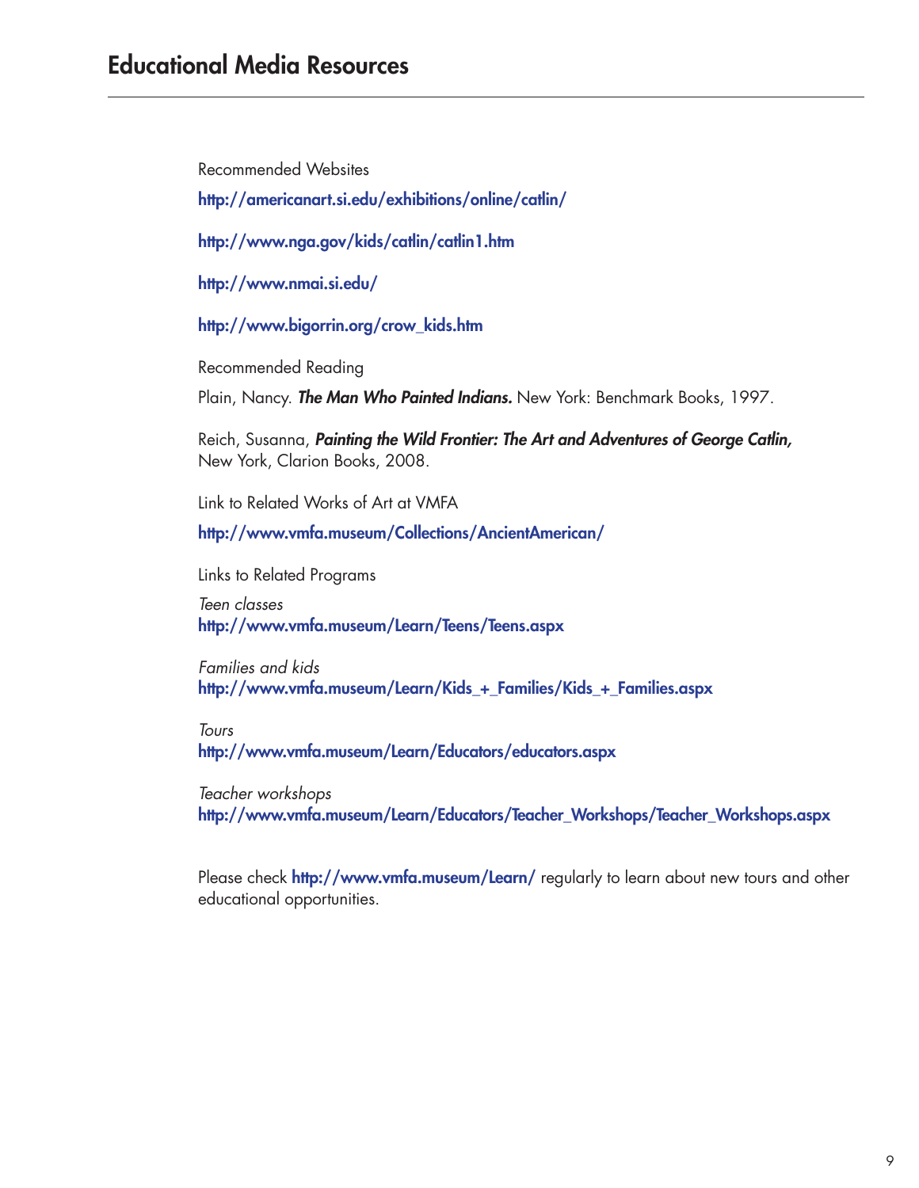# Educational Media Resources

Recommended Websites

**http://americanart.si.edu/exhibitions/online/catlin/**

**http://www.nga.gov/kids/catlin/catlin1.htm**

**http://www.nmai.si.edu/**

**http://www.bigorrin.org/crow_kids.htm**

Recommended Reading

Plain, Nancy. ***The Man Who Painted Indians.*** New York: Benchmark Books, 1997.

Reich, Susanna, ***Painting the Wild Frontier: The Art and Adventures of George Catlin,*** New York, Clarion Books, 2008.

Link to Related Works of Art at VMFA

**http://www.vmfa.museum/Collections/AncientAmerican/**

Links to Related Programs

*Teen classes*
**http://www.vmfa.museum/Learn/Teens/Teens.aspx**

*Families and kids*
**http://www.vmfa.museum/Learn/Kids_+_Families/Kids_+_Families.aspx**

*Tours*
**http://www.vmfa.museum/Learn/Educators/educators.aspx**

*Teacher workshops*
**http://www.vmfa.museum/Learn/Educators/Teacher_Workshops/Teacher_Workshops.aspx**

Please check **http://www.vmfa.museum/Learn/** regularly to learn about new tours and other educational opportunities.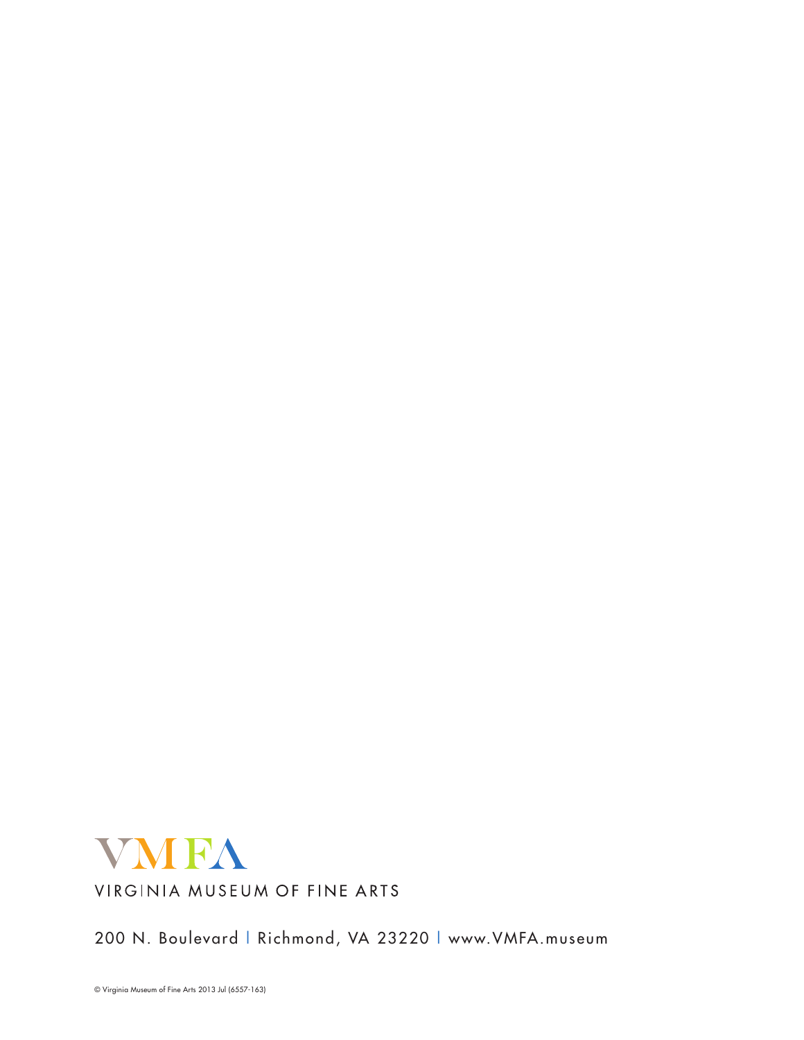VMFA

VIRGINIA MUSEUM OF FINE ARTS

200 N. Boulevard | Richmond, VA 23220 | www.VMFA.museum

© Virginia Museum of Fine Arts 2013 Jul (6557-163)